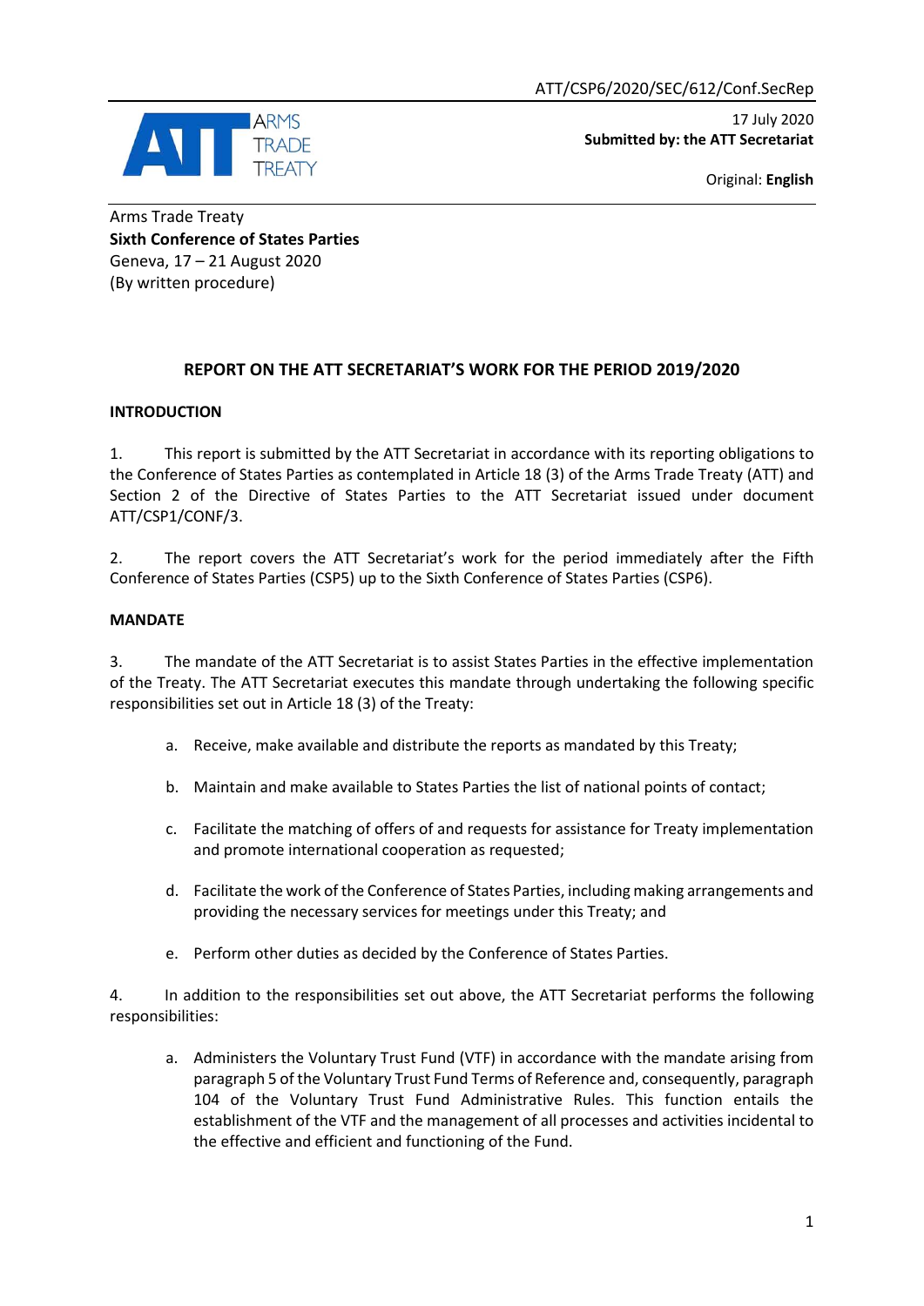ATT/CSP6/2020/SEC/612/Conf.SecRep

ARMS TRADE TREATY

17 July 2020
**Submitted by: the ATT Secretariat**

Original: **English**

Arms Trade Treaty
**Sixth Conference of States Parties**
Geneva, 17 – 21 August 2020
(By written procedure)

## REPORT ON THE ATT SECRETARIAT'S WORK FOR THE PERIOD 2019/2020

### INTRODUCTION

1. This report is submitted by the ATT Secretariat in accordance with its reporting obligations to the Conference of States Parties as contemplated in Article 18 (3) of the Arms Trade Treaty (ATT) and Section 2 of the Directive of States Parties to the ATT Secretariat issued under document ATT/CSP1/CONF/3.

2. The report covers the ATT Secretariat's work for the period immediately after the Fifth Conference of States Parties (CSP5) up to the Sixth Conference of States Parties (CSP6).

### MANDATE

3. The mandate of the ATT Secretariat is to assist States Parties in the effective implementation of the Treaty. The ATT Secretariat executes this mandate through undertaking the following specific responsibilities set out in Article 18 (3) of the Treaty:

   a. Receive, make available and distribute the reports as mandated by this Treaty;

   b. Maintain and make available to States Parties the list of national points of contact;

   c. Facilitate the matching of offers of and requests for assistance for Treaty implementation and promote international cooperation as requested;

   d. Facilitate the work of the Conference of States Parties, including making arrangements and providing the necessary services for meetings under this Treaty; and

   e. Perform other duties as decided by the Conference of States Parties.

4. In addition to the responsibilities set out above, the ATT Secretariat performs the following responsibilities:

   a. Administers the Voluntary Trust Fund (VTF) in accordance with the mandate arising from paragraph 5 of the Voluntary Trust Fund Terms of Reference and, consequently, paragraph 104 of the Voluntary Trust Fund Administrative Rules. This function entails the establishment of the VTF and the management of all processes and activities incidental to the effective and efficient and functioning of the Fund.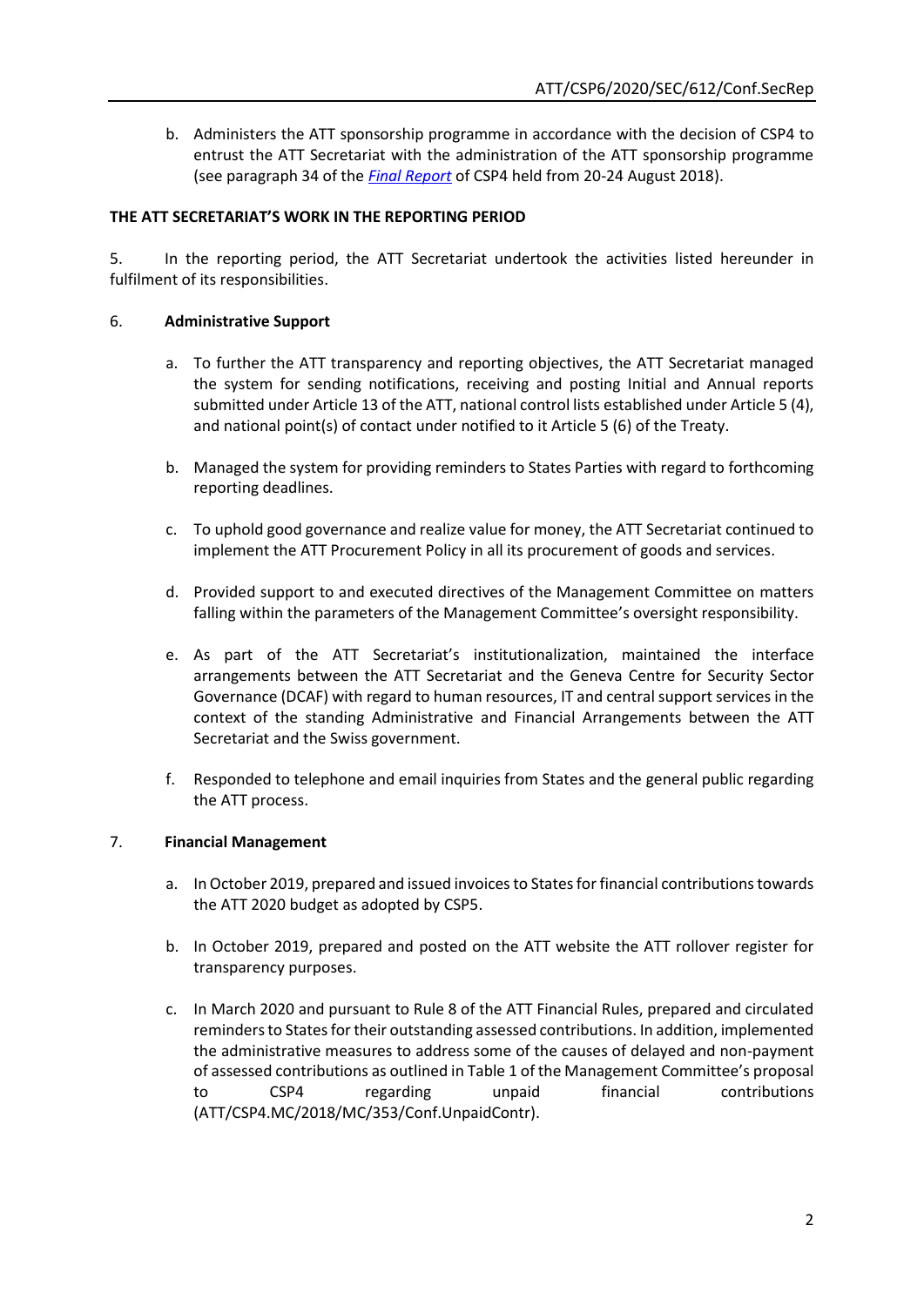b. Administers the ATT sponsorship programme in accordance with the decision of CSP4 to entrust the ATT Secretariat with the administration of the ATT sponsorship programme (see paragraph 34 of the *Final Report* of CSP4 held from 20-24 August 2018).

**THE ATT SECRETARIAT'S WORK IN THE REPORTING PERIOD**

5. In the reporting period, the ATT Secretariat undertook the activities listed hereunder in fulfilment of its responsibilities.

6. **Administrative Support**

a. To further the ATT transparency and reporting objectives, the ATT Secretariat managed the system for sending notifications, receiving and posting Initial and Annual reports submitted under Article 13 of the ATT, national control lists established under Article 5 (4), and national point(s) of contact under notified to it Article 5 (6) of the Treaty.

b. Managed the system for providing reminders to States Parties with regard to forthcoming reporting deadlines.

c. To uphold good governance and realize value for money, the ATT Secretariat continued to implement the ATT Procurement Policy in all its procurement of goods and services.

d. Provided support to and executed directives of the Management Committee on matters falling within the parameters of the Management Committee's oversight responsibility.

e. As part of the ATT Secretariat's institutionalization, maintained the interface arrangements between the ATT Secretariat and the Geneva Centre for Security Sector Governance (DCAF) with regard to human resources, IT and central support services in the context of the standing Administrative and Financial Arrangements between the ATT Secretariat and the Swiss government.

f. Responded to telephone and email inquiries from States and the general public regarding the ATT process.

7. **Financial Management**

a. In October 2019, prepared and issued invoices to States for financial contributions towards the ATT 2020 budget as adopted by CSP5.

b. In October 2019, prepared and posted on the ATT website the ATT rollover register for transparency purposes.

c. In March 2020 and pursuant to Rule 8 of the ATT Financial Rules, prepared and circulated reminders to States for their outstanding assessed contributions. In addition, implemented the administrative measures to address some of the causes of delayed and non-payment of assessed contributions as outlined in Table 1 of the Management Committee's proposal to CSP4 regarding unpaid financial contributions (ATT/CSP4.MC/2018/MC/353/Conf.UnpaidContr).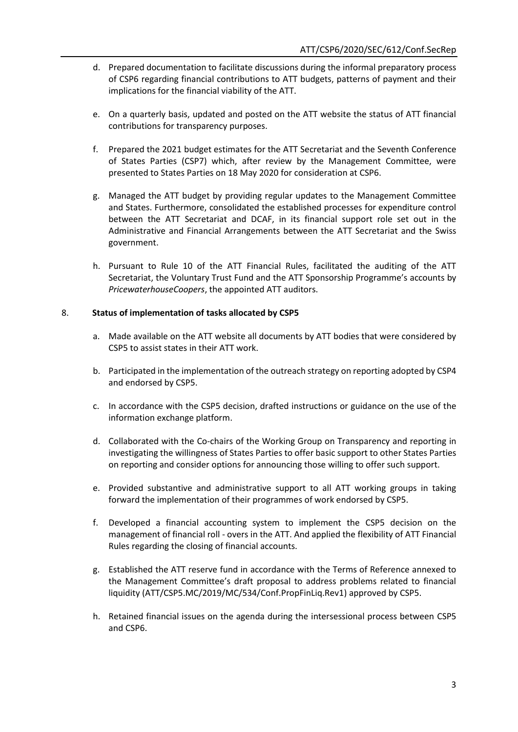d. Prepared documentation to facilitate discussions during the informal preparatory process of CSP6 regarding financial contributions to ATT budgets, patterns of payment and their implications for the financial viability of the ATT.

e. On a quarterly basis, updated and posted on the ATT website the status of ATT financial contributions for transparency purposes.

f. Prepared the 2021 budget estimates for the ATT Secretariat and the Seventh Conference of States Parties (CSP7) which, after review by the Management Committee, were presented to States Parties on 18 May 2020 for consideration at CSP6.

g. Managed the ATT budget by providing regular updates to the Management Committee and States. Furthermore, consolidated the established processes for expenditure control between the ATT Secretariat and DCAF, in its financial support role set out in the Administrative and Financial Arrangements between the ATT Secretariat and the Swiss government.

h. Pursuant to Rule 10 of the ATT Financial Rules, facilitated the auditing of the ATT Secretariat, the Voluntary Trust Fund and the ATT Sponsorship Programme's accounts by *PricewaterhouseCoopers*, the appointed ATT auditors.

8. **Status of implementation of tasks allocated by CSP5**

a. Made available on the ATT website all documents by ATT bodies that were considered by CSP5 to assist states in their ATT work.

b. Participated in the implementation of the outreach strategy on reporting adopted by CSP4 and endorsed by CSP5.

c. In accordance with the CSP5 decision, drafted instructions or guidance on the use of the information exchange platform.

d. Collaborated with the Co-chairs of the Working Group on Transparency and reporting in investigating the willingness of States Parties to offer basic support to other States Parties on reporting and consider options for announcing those willing to offer such support.

e. Provided substantive and administrative support to all ATT working groups in taking forward the implementation of their programmes of work endorsed by CSP5.

f. Developed a financial accounting system to implement the CSP5 decision on the management of financial roll - overs in the ATT. And applied the flexibility of ATT Financial Rules regarding the closing of financial accounts.

g. Established the ATT reserve fund in accordance with the Terms of Reference annexed to the Management Committee's draft proposal to address problems related to financial liquidity (ATT/CSP5.MC/2019/MC/534/Conf.PropFinLiq.Rev1) approved by CSP5.

h. Retained financial issues on the agenda during the intersessional process between CSP5 and CSP6.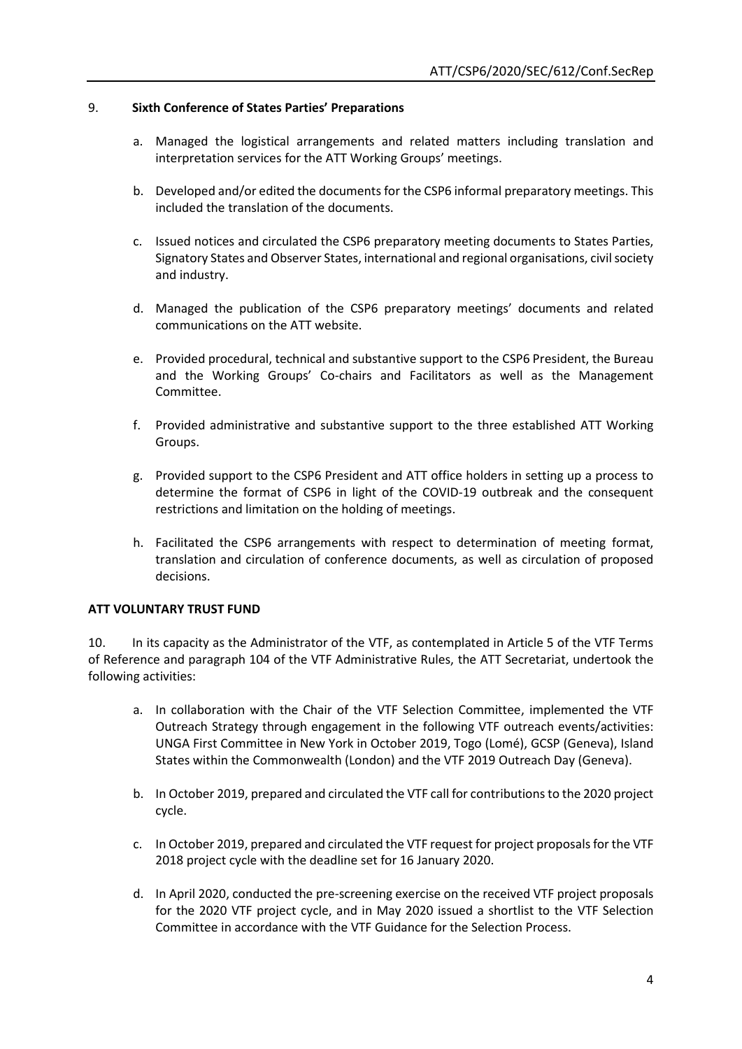9. **Sixth Conference of States Parties' Preparations**

   a. Managed the logistical arrangements and related matters including translation and interpretation services for the ATT Working Groups' meetings.

   b. Developed and/or edited the documents for the CSP6 informal preparatory meetings. This included the translation of the documents.

   c. Issued notices and circulated the CSP6 preparatory meeting documents to States Parties, Signatory States and Observer States, international and regional organisations, civil society and industry.

   d. Managed the publication of the CSP6 preparatory meetings' documents and related communications on the ATT website.

   e. Provided procedural, technical and substantive support to the CSP6 President, the Bureau and the Working Groups' Co-chairs and Facilitators as well as the Management Committee.

   f. Provided administrative and substantive support to the three established ATT Working Groups.

   g. Provided support to the CSP6 President and ATT office holders in setting up a process to determine the format of CSP6 in light of the COVID-19 outbreak and the consequent restrictions and limitation on the holding of meetings.

   h. Facilitated the CSP6 arrangements with respect to determination of meeting format, translation and circulation of conference documents, as well as circulation of proposed decisions.

**ATT VOLUNTARY TRUST FUND**

10. In its capacity as the Administrator of the VTF, as contemplated in Article 5 of the VTF Terms of Reference and paragraph 104 of the VTF Administrative Rules, the ATT Secretariat, undertook the following activities:

   a. In collaboration with the Chair of the VTF Selection Committee, implemented the VTF Outreach Strategy through engagement in the following VTF outreach events/activities: UNGA First Committee in New York in October 2019, Togo (Lomé), GCSP (Geneva), Island States within the Commonwealth (London) and the VTF 2019 Outreach Day (Geneva).

   b. In October 2019, prepared and circulated the VTF call for contributions to the 2020 project cycle.

   c. In October 2019, prepared and circulated the VTF request for project proposals for the VTF 2018 project cycle with the deadline set for 16 January 2020.

   d. In April 2020, conducted the pre-screening exercise on the received VTF project proposals for the 2020 VTF project cycle, and in May 2020 issued a shortlist to the VTF Selection Committee in accordance with the VTF Guidance for the Selection Process.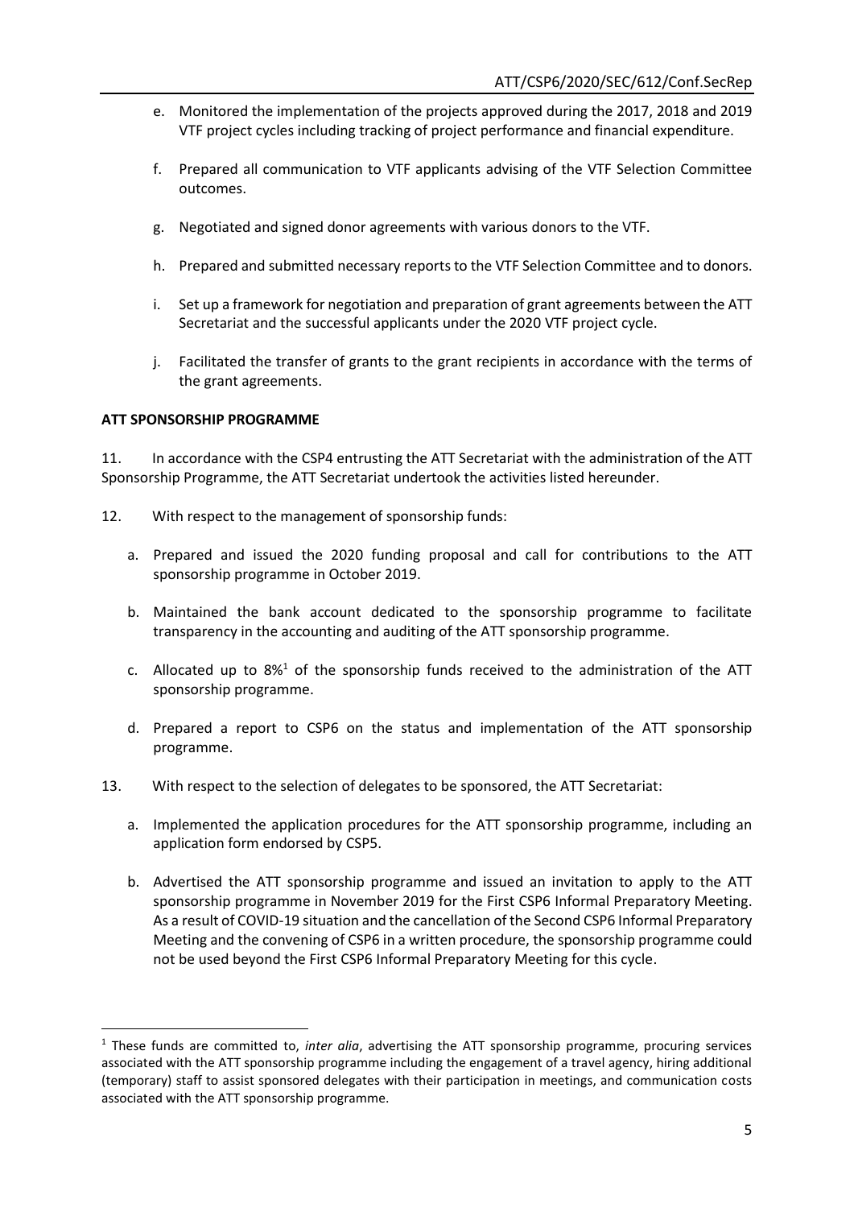e. Monitored the implementation of the projects approved during the 2017, 2018 and 2019 VTF project cycles including tracking of project performance and financial expenditure.

f. Prepared all communication to VTF applicants advising of the VTF Selection Committee outcomes.

g. Negotiated and signed donor agreements with various donors to the VTF.

h. Prepared and submitted necessary reports to the VTF Selection Committee and to donors.

i. Set up a framework for negotiation and preparation of grant agreements between the ATT Secretariat and the successful applicants under the 2020 VTF project cycle.

j. Facilitated the transfer of grants to the grant recipients in accordance with the terms of the grant agreements.

**ATT SPONSORSHIP PROGRAMME**

11. In accordance with the CSP4 entrusting the ATT Secretariat with the administration of the ATT Sponsorship Programme, the ATT Secretariat undertook the activities listed hereunder.

12. With respect to the management of sponsorship funds:

a. Prepared and issued the 2020 funding proposal and call for contributions to the ATT sponsorship programme in October 2019.

b. Maintained the bank account dedicated to the sponsorship programme to facilitate transparency in the accounting and auditing of the ATT sponsorship programme.

c. Allocated up to 8%[1] of the sponsorship funds received to the administration of the ATT sponsorship programme.

d. Prepared a report to CSP6 on the status and implementation of the ATT sponsorship programme.

13. With respect to the selection of delegates to be sponsored, the ATT Secretariat:

a. Implemented the application procedures for the ATT sponsorship programme, including an application form endorsed by CSP5.

b. Advertised the ATT sponsorship programme and issued an invitation to apply to the ATT sponsorship programme in November 2019 for the First CSP6 Informal Preparatory Meeting. As a result of COVID-19 situation and the cancellation of the Second CSP6 Informal Preparatory Meeting and the convening of CSP6 in a written procedure, the sponsorship programme could not be used beyond the First CSP6 Informal Preparatory Meeting for this cycle.

---

[1] These funds are committed to, *inter alia*, advertising the ATT sponsorship programme, procuring services associated with the ATT sponsorship programme including the engagement of a travel agency, hiring additional (temporary) staff to assist sponsored delegates with their participation in meetings, and communication costs associated with the ATT sponsorship programme.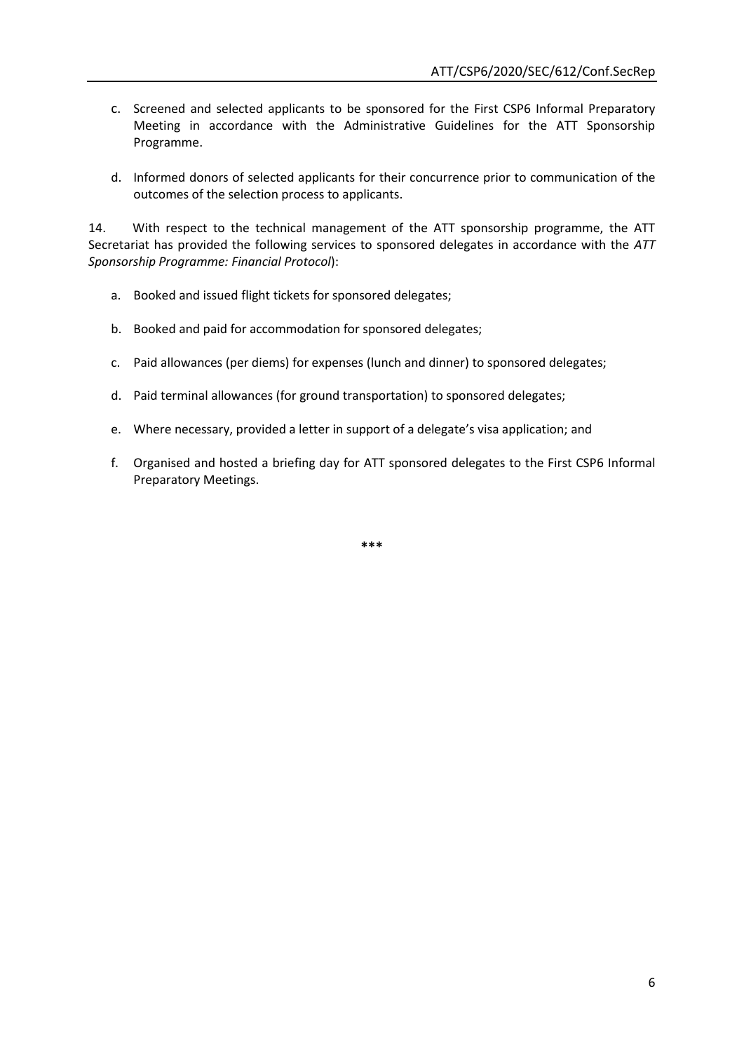c. Screened and selected applicants to be sponsored for the First CSP6 Informal Preparatory Meeting in accordance with the Administrative Guidelines for the ATT Sponsorship Programme.

d. Informed donors of selected applicants for their concurrence prior to communication of the outcomes of the selection process to applicants.

14. With respect to the technical management of the ATT sponsorship programme, the ATT Secretariat has provided the following services to sponsored delegates in accordance with the *ATT Sponsorship Programme: Financial Protocol*):

a. Booked and issued flight tickets for sponsored delegates;

b. Booked and paid for accommodation for sponsored delegates;

c. Paid allowances (per diems) for expenses (lunch and dinner) to sponsored delegates;

d. Paid terminal allowances (for ground transportation) to sponsored delegates;

e. Where necessary, provided a letter in support of a delegate's visa application; and

f. Organised and hosted a briefing day for ATT sponsored delegates to the First CSP6 Informal Preparatory Meetings.

***